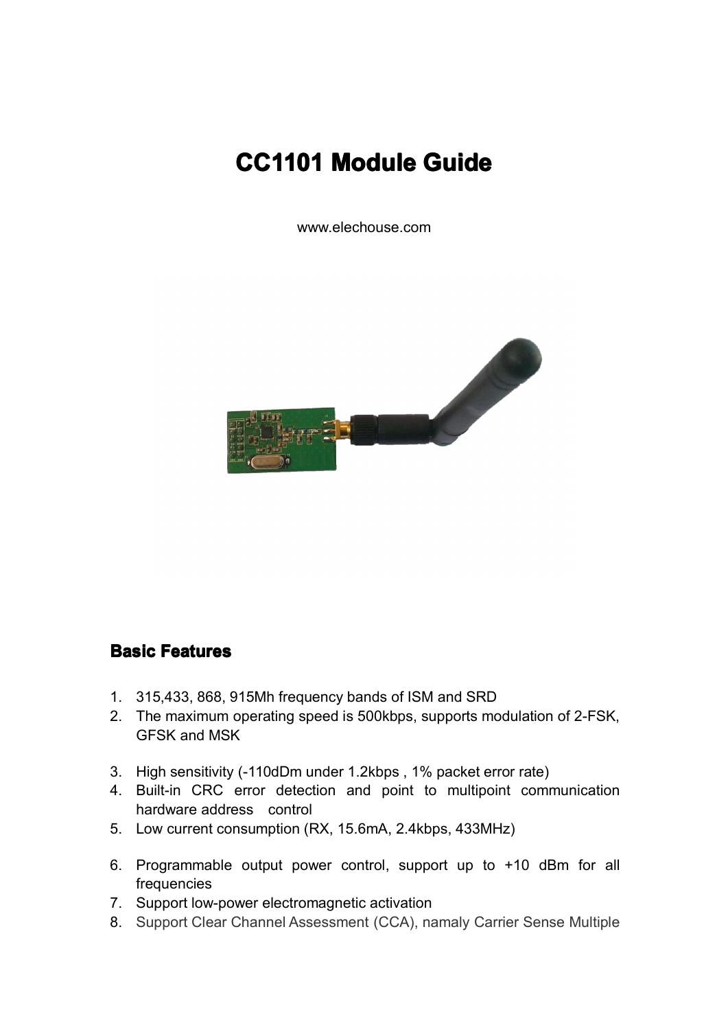# CC1101 Module Guide

www.elechouse.com

## Basic Features

1. 315,433, 868, 915Mh frequency bands of ISM and SRD
2. The maximum operating speed is 500kbps, supports modulation of 2-FSK, GFSK and MSK
3. High sensitivity (-110dDm under 1.2kbps , 1% packet error rate)
4. Built-in CRC error detection and point to multipoint communication hardware address control
5. Low current consumption (RX, 15.6mA, 2.4kbps, 433MHz)
6. Programmable output power control, support up to +10 dBm for all frequencies
7. Support low-power electromagnetic activation
8. Support Clear Channel Assessment (CCA), namaly Carrier Sense Multiple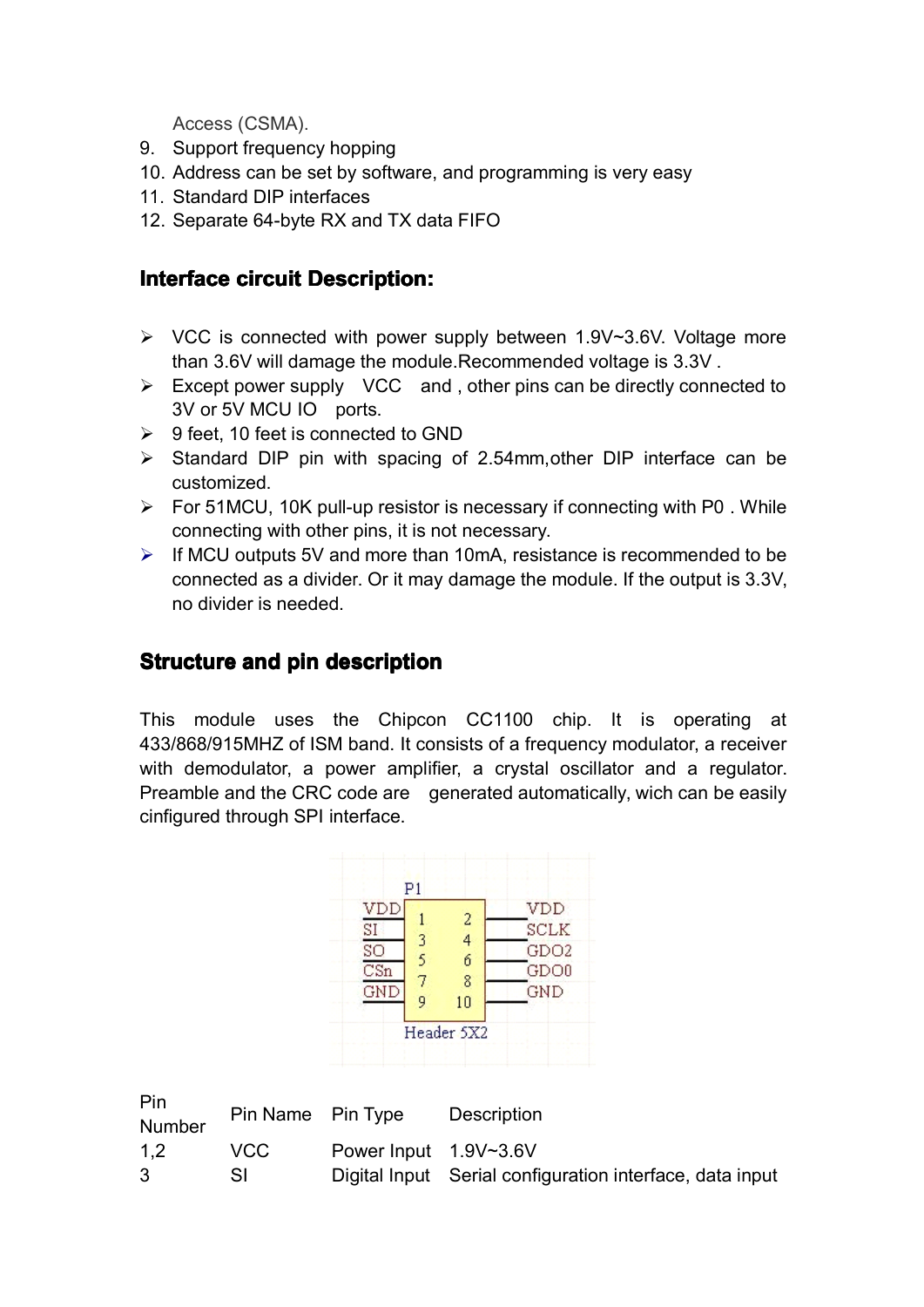Access (CSMA).

9. Support frequency hopping
10. Address can be set by software, and programming is very easy
11. Standard DIP interfaces
12. Separate 64-byte RX and TX data FIFO

## Interface circuit Description:

- VCC is connected with power supply between 1.9V~3.6V. Voltage more than 3.6V will damage the module.Recommended voltage is 3.3V .
- Except power supply VCC and , other pins can be directly connected to 3V or 5V MCU IO ports.
- 9 feet, 10 feet is connected to GND
- Standard DIP pin with spacing of 2.54mm,other DIP interface can be customized.
- For 51MCU, 10K pull-up resistor is necessary if connecting with P0 . While connecting with other pins, it is not necessary.
- If MCU outputs 5V and more than 10mA, resistance is recommended to be connected as a divider. Or it may damage the module. If the output is 3.3V, no divider is needed.

## Structure and pin description

This module uses the Chipcon CC1100 chip. It is operating at 433/868/915MHZ of ISM band. It consists of a frequency modulator, a receiver with demodulator, a power amplifier, a crystal oscillator and a regulator. Preamble and the CRC code are generated automatically, wich can be easily cinfigured through SPI interface.

P1

| Left | Pin | Pin | Right |
|---|---|---|---|
| VDD | 1 | 2 | VDD |
| SI | 3 | 4 | SCLK |
| SO | 5 | 6 | GDO2 |
| CSn | 7 | 8 | GDO0 |
| GND | 9 | 10 | GND |

Header 5X2

| Pin Number | Pin Name | Pin Type | Description |
|---|---|---|---|
| 1,2 | VCC | Power Input | 1.9V~3.6V |
| 3 | SI | Digital Input | Serial configuration interface, data input |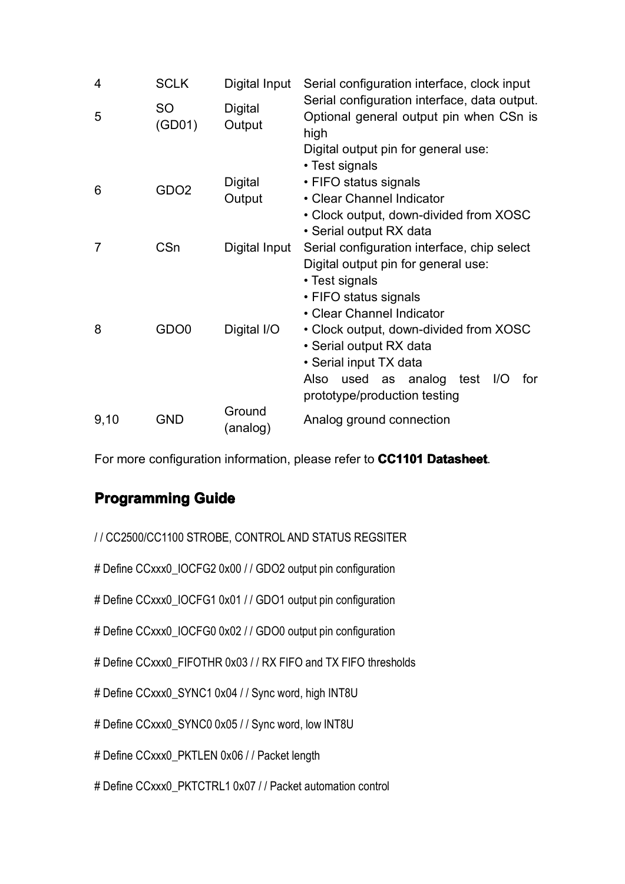| | | | |
|---|---|---|---|
| 4 | SCLK | Digital Input | Serial configuration interface, clock input |
| 5 | SO (GD01) | Digital Output | Serial configuration interface, data output. Optional general output pin when CSn is high |
| 6 | GDO2 | Digital Output | Digital output pin for general use:<br>• Test signals<br>• FIFO status signals<br>• Clear Channel Indicator<br>• Clock output, down-divided from XOSC<br>• Serial output RX data |
| 7 | CSn | Digital Input | Serial configuration interface, chip select |
| 8 | GDO0 | Digital I/O | Digital output pin for general use:<br>• Test signals<br>• FIFO status signals<br>• Clear Channel Indicator<br>• Clock output, down-divided from XOSC<br>• Serial output RX data<br>• Serial input TX data<br>Also used as analog test I/O for prototype/production testing |
| 9,10 | GND | Ground (analog) | Analog ground connection |

For more configuration information, please refer to **CC1101 Datasheet**.

## Programming Guide

/ / CC2500/CC1100 STROBE, CONTROL AND STATUS REGSITER

# Define CCxxx0_IOCFG2 0x00 / / GDO2 output pin configuration

# Define CCxxx0_IOCFG1 0x01 / / GDO1 output pin configuration

# Define CCxxx0_IOCFG0 0x02 / / GDO0 output pin configuration

# Define CCxxx0_FIFOTHR 0x03 / / RX FIFO and TX FIFO thresholds

# Define CCxxx0_SYNC1 0x04 / / Sync word, high INT8U

# Define CCxxx0_SYNC0 0x05 / / Sync word, low INT8U

# Define CCxxx0_PKTLEN 0x06 / / Packet length

# Define CCxxx0_PKTCTRL1 0x07 / / Packet automation control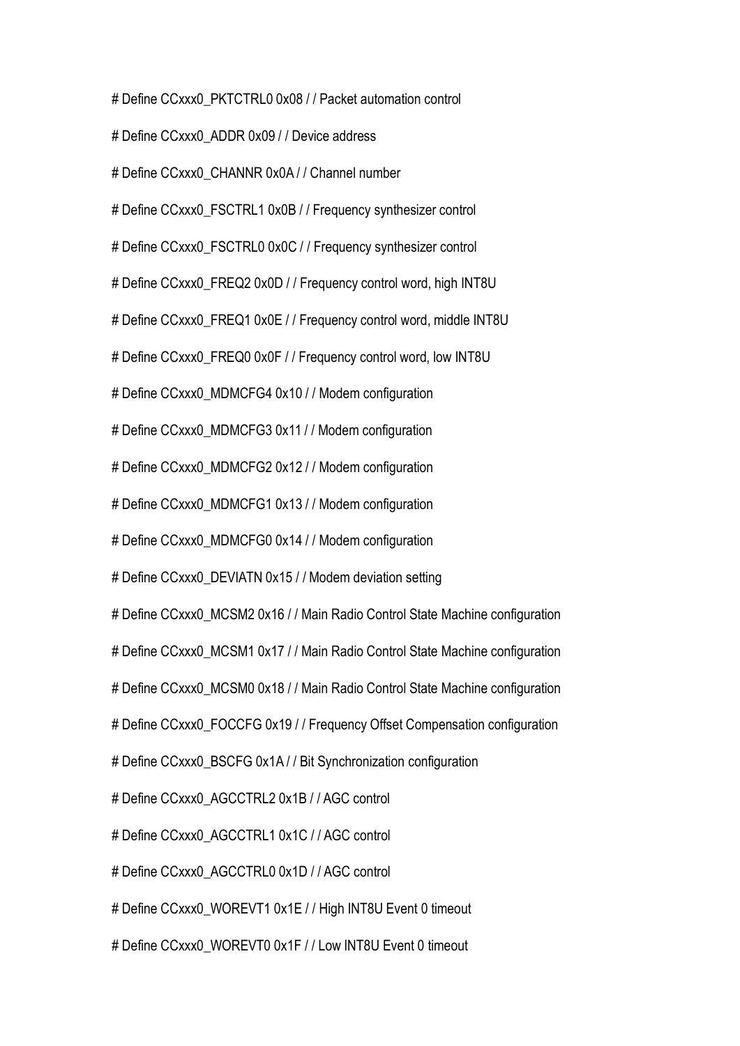# Define CCxxx0_PKTCTRL0 0x08 / / Packet automation control

# Define CCxxx0_ADDR 0x09 / / Device address

# Define CCxxx0_CHANNR 0x0A / / Channel number

# Define CCxxx0_FSCTRL1 0x0B / / Frequency synthesizer control

# Define CCxxx0_FSCTRL0 0x0C / / Frequency synthesizer control

# Define CCxxx0_FREQ2 0x0D / / Frequency control word, high INT8U

# Define CCxxx0_FREQ1 0x0E / / Frequency control word, middle INT8U

# Define CCxxx0_FREQ0 0x0F / / Frequency control word, low INT8U

# Define CCxxx0_MDMCFG4 0x10 / / Modem configuration

# Define CCxxx0_MDMCFG3 0x11 / / Modem configuration

# Define CCxxx0_MDMCFG2 0x12 / / Modem configuration

# Define CCxxx0_MDMCFG1 0x13 / / Modem configuration

# Define CCxxx0_MDMCFG0 0x14 / / Modem configuration

# Define CCxxx0_DEVIATN 0x15 / / Modem deviation setting

# Define CCxxx0_MCSM2 0x16 / / Main Radio Control State Machine configuration

# Define CCxxx0_MCSM1 0x17 / / Main Radio Control State Machine configuration

# Define CCxxx0_MCSM0 0x18 / / Main Radio Control State Machine configuration

# Define CCxxx0_FOCCFG 0x19 / / Frequency Offset Compensation configuration

# Define CCxxx0_BSCFG 0x1A / / Bit Synchronization configuration

# Define CCxxx0_AGCCTRL2 0x1B / / AGC control

# Define CCxxx0_AGCCTRL1 0x1C / / AGC control

# Define CCxxx0_AGCCTRL0 0x1D / / AGC control

# Define CCxxx0_WOREVT1 0x1E / / High INT8U Event 0 timeout

# Define CCxxx0_WOREVT0 0x1F / / Low INT8U Event 0 timeout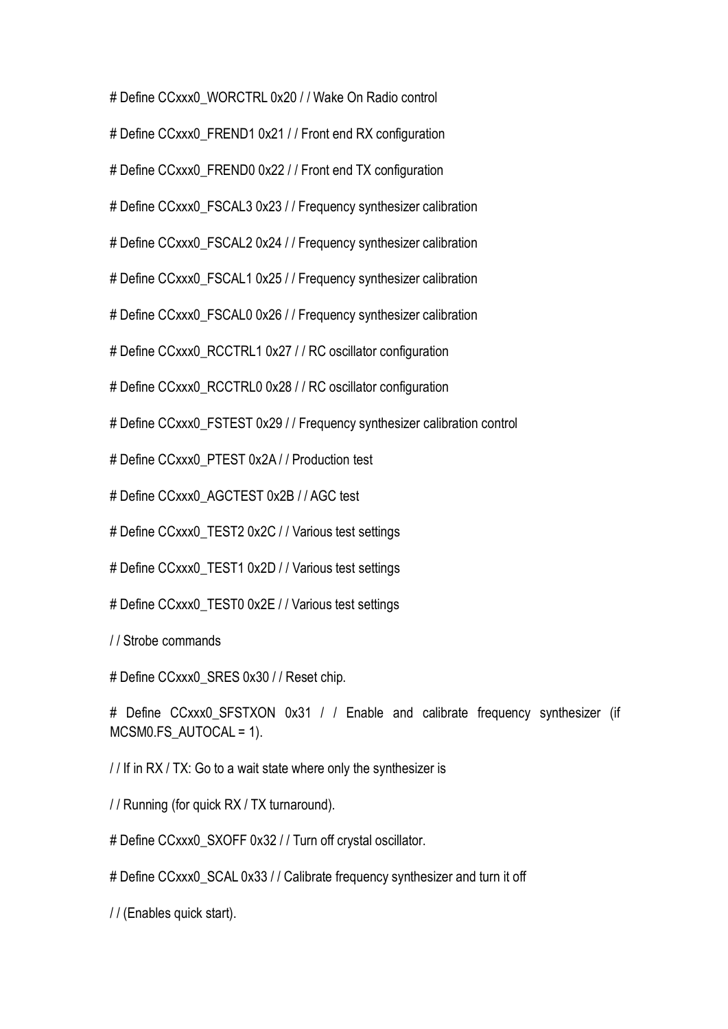# Define CCxxx0_WORCTRL 0x20 / / Wake On Radio control

# Define CCxxx0_FREND1 0x21 / / Front end RX configuration

# Define CCxxx0_FREND0 0x22 / / Front end TX configuration

# Define CCxxx0_FSCAL3 0x23 / / Frequency synthesizer calibration

# Define CCxxx0_FSCAL2 0x24 / / Frequency synthesizer calibration

# Define CCxxx0_FSCAL1 0x25 / / Frequency synthesizer calibration

# Define CCxxx0_FSCAL0 0x26 / / Frequency synthesizer calibration

# Define CCxxx0_RCCTRL1 0x27 / / RC oscillator configuration

# Define CCxxx0_RCCTRL0 0x28 / / RC oscillator configuration

# Define CCxxx0_FSTEST 0x29 / / Frequency synthesizer calibration control

# Define CCxxx0_PTEST 0x2A / / Production test

# Define CCxxx0_AGCTEST 0x2B / / AGC test

# Define CCxxx0_TEST2 0x2C / / Various test settings

# Define CCxxx0_TEST1 0x2D / / Various test settings

# Define CCxxx0_TEST0 0x2E / / Various test settings

/ / Strobe commands

# Define CCxxx0_SRES 0x30 / / Reset chip.

# Define CCxxx0_SFSTXON 0x31 / / Enable and calibrate frequency synthesizer (if MCSM0.FS_AUTOCAL = 1).

/ / If in RX / TX: Go to a wait state where only the synthesizer is

/ / Running (for quick RX / TX turnaround).

# Define CCxxx0_SXOFF 0x32 / / Turn off crystal oscillator.

# Define CCxxx0_SCAL 0x33 / / Calibrate frequency synthesizer and turn it off

/ / (Enables quick start).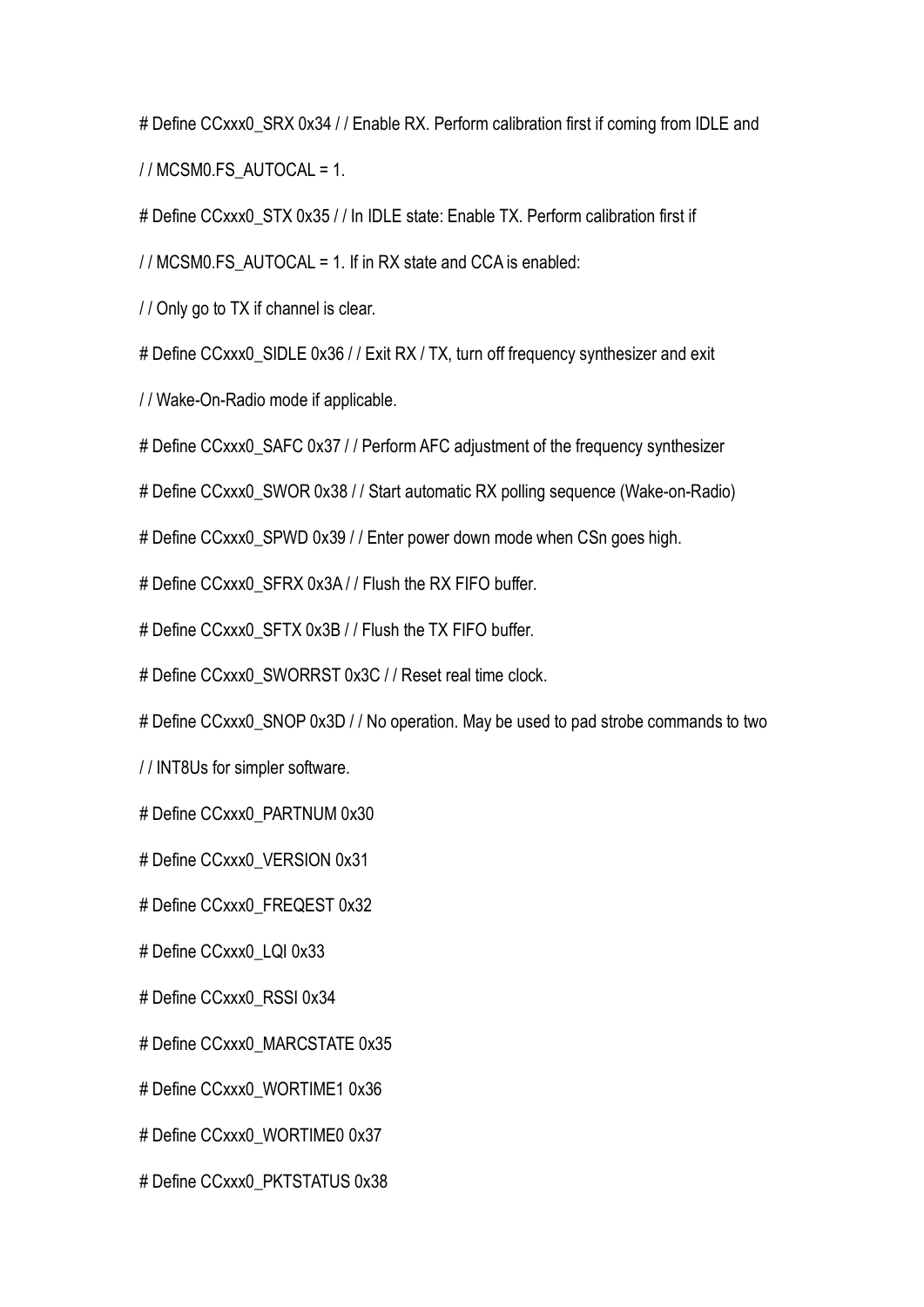```
# Define CCxxx0_SRX 0x34 / / Enable RX. Perform calibration first if coming from IDLE and

/ / MCSM0.FS_AUTOCAL = 1.

# Define CCxxx0_STX 0x35 / / In IDLE state: Enable TX. Perform calibration first if

/ / MCSM0.FS_AUTOCAL = 1. If in RX state and CCA is enabled:

/ / Only go to TX if channel is clear.

# Define CCxxx0_SIDLE 0x36 / / Exit RX / TX, turn off frequency synthesizer and exit

/ / Wake-On-Radio mode if applicable.

# Define CCxxx0_SAFC 0x37 / / Perform AFC adjustment of the frequency synthesizer

# Define CCxxx0_SWOR 0x38 / / Start automatic RX polling sequence (Wake-on-Radio)

# Define CCxxx0_SPWD 0x39 / / Enter power down mode when CSn goes high.

# Define CCxxx0_SFRX 0x3A / / Flush the RX FIFO buffer.

# Define CCxxx0_SFTX 0x3B / / Flush the TX FIFO buffer.

# Define CCxxx0_SWORRST 0x3C / / Reset real time clock.

# Define CCxxx0_SNOP 0x3D / / No operation. May be used to pad strobe commands to two

/ / INT8Us for simpler software.

# Define CCxxx0_PARTNUM 0x30

# Define CCxxx0_VERSION 0x31

# Define CCxxx0_FREQEST 0x32

# Define CCxxx0_LQI 0x33

# Define CCxxx0_RSSI 0x34

# Define CCxxx0_MARCSTATE 0x35

# Define CCxxx0_WORTIME1 0x36

# Define CCxxx0_WORTIME0 0x37

# Define CCxxx0_PKTSTATUS 0x38
```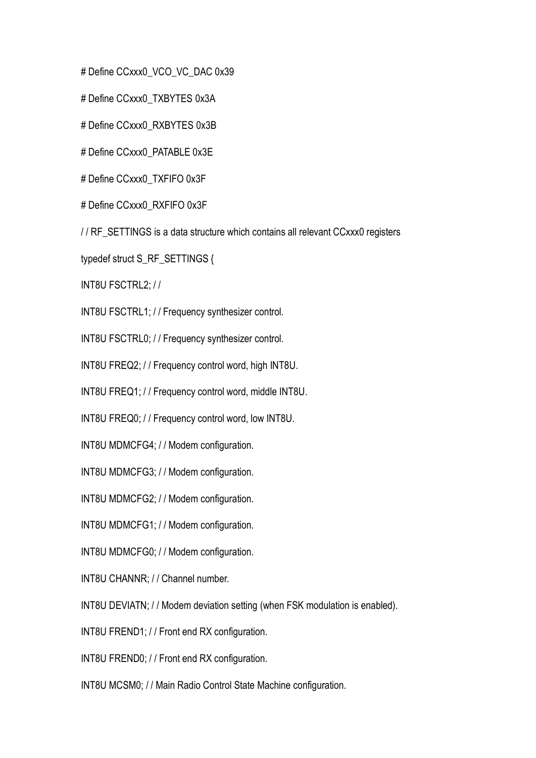```
# Define CCxxx0_VCO_VC_DAC 0x39

# Define CCxxx0_TXBYTES 0x3A

# Define CCxxx0_RXBYTES 0x3B

# Define CCxxx0_PATABLE 0x3E

# Define CCxxx0_TXFIFO 0x3F

# Define CCxxx0_RXFIFO 0x3F

/ / RF_SETTINGS is a data structure which contains all relevant CCxxx0 registers

typedef struct S_RF_SETTINGS {

INT8U FSCTRL2; / /

INT8U FSCTRL1; / / Frequency synthesizer control.

INT8U FSCTRL0; / / Frequency synthesizer control.

INT8U FREQ2; / / Frequency control word, high INT8U.

INT8U FREQ1; / / Frequency control word, middle INT8U.

INT8U FREQ0; / / Frequency control word, low INT8U.

INT8U MDMCFG4; / / Modem configuration.

INT8U MDMCFG3; / / Modem configuration.

INT8U MDMCFG2; / / Modem configuration.

INT8U MDMCFG1; / / Modem configuration.

INT8U MDMCFG0; / / Modem configuration.

INT8U CHANNR; / / Channel number.

INT8U DEVIATN; / / Modem deviation setting (when FSK modulation is enabled).

INT8U FREND1; / / Front end RX configuration.

INT8U FREND0; / / Front end RX configuration.

INT8U MCSM0; / / Main Radio Control State Machine configuration.
```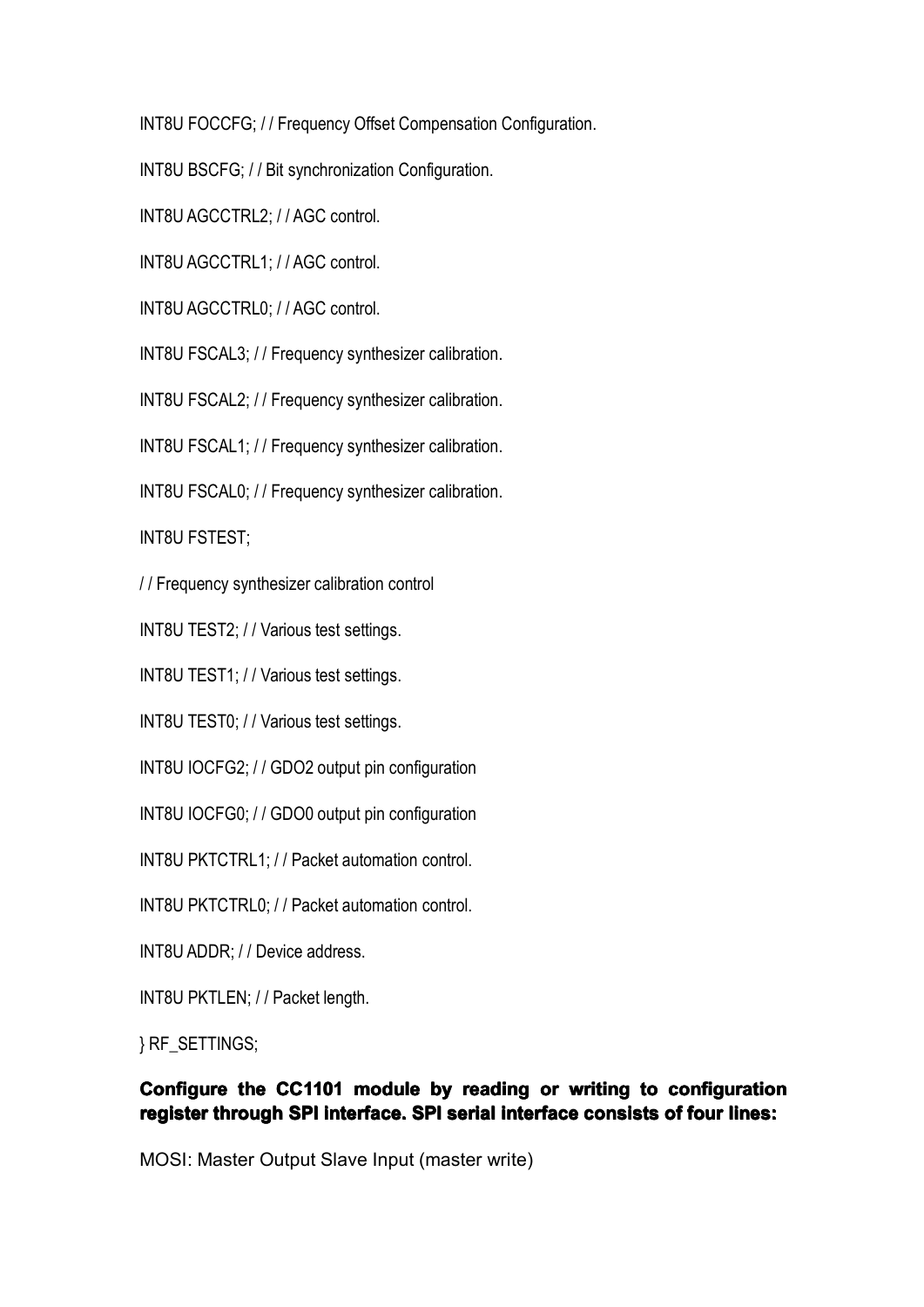INT8U FOCCFG; / / Frequency Offset Compensation Configuration.

INT8U BSCFG; / / Bit synchronization Configuration.

INT8U AGCCTRL2; / / AGC control.

INT8U AGCCTRL1; / / AGC control.

INT8U AGCCTRL0; / / AGC control.

INT8U FSCAL3; / / Frequency synthesizer calibration.

INT8U FSCAL2; / / Frequency synthesizer calibration.

INT8U FSCAL1; / / Frequency synthesizer calibration.

INT8U FSCAL0; / / Frequency synthesizer calibration.

INT8U FSTEST;

/ / Frequency synthesizer calibration control

INT8U TEST2; / / Various test settings.

INT8U TEST1; / / Various test settings.

INT8U TEST0; / / Various test settings.

INT8U IOCFG2; / / GDO2 output pin configuration

INT8U IOCFG0; / / GDO0 output pin configuration

INT8U PKTCTRL1; / / Packet automation control.

INT8U PKTCTRL0; / / Packet automation control.

INT8U ADDR; / / Device address.

INT8U PKTLEN; / / Packet length.

} RF_SETTINGS;

**Configure the CC1101 module by reading or writing to configuration register through SPI interface. SPI serial interface consists of four lines:**

MOSI: Master Output Slave Input (master write)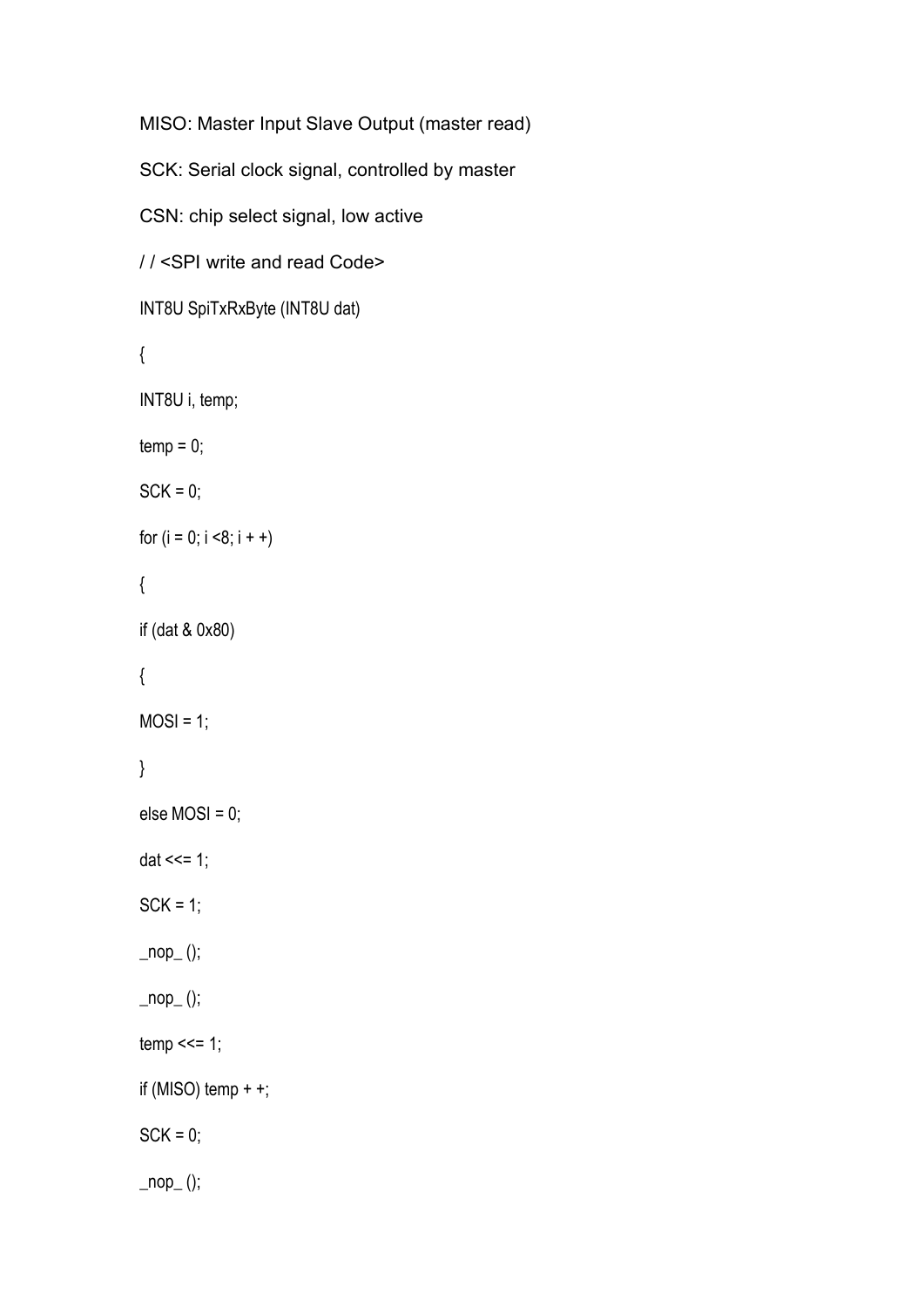MISO: Master Input Slave Output (master read)

SCK: Serial clock signal, controlled by master

CSN: chip select signal, low active

/ / <SPI write and read Code>

```
INT8U SpiTxRxByte (INT8U dat)
{
INT8U i, temp;
temp = 0;
SCK = 0;
for (i = 0; i <8; i + +)
{
if (dat & 0x80)
{
MOSI = 1;
}
else MOSI = 0;
dat <<= 1;
SCK = 1;
_nop_ ();
_nop_ ();
temp <<= 1;
if (MISO) temp + +;
SCK = 0;
_nop_ ();
```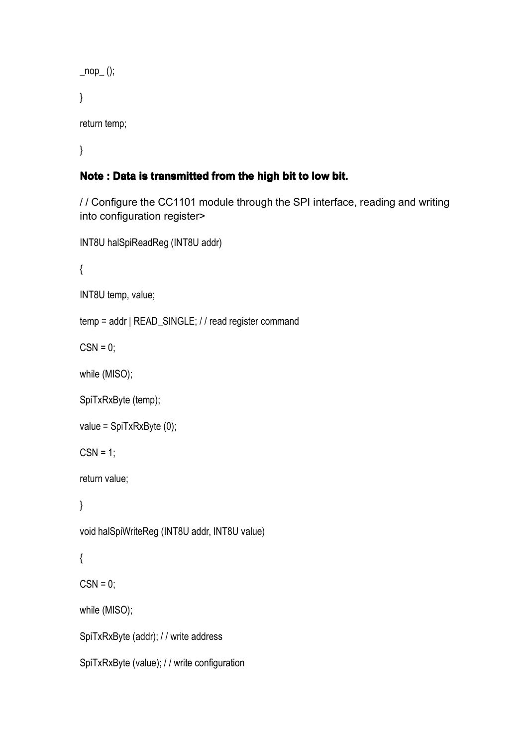```
_nop_ ();

}

return temp;

}
```

**Note : Data is transmitted from the high bit to low bit.**

/ / Configure the CC1101 module through the SPI interface, reading and writing into configuration register>

```
INT8U halSpiReadReg (INT8U addr)

{

INT8U temp, value;

temp = addr | READ_SINGLE; / / read register command

CSN = 0;

while (MISO);

SpiTxRxByte (temp);

value = SpiTxRxByte (0);

CSN = 1;

return value;

}

void halSpiWriteReg (INT8U addr, INT8U value)

{

CSN = 0;

while (MISO);

SpiTxRxByte (addr); / / write address

SpiTxRxByte (value); / / write configuration
```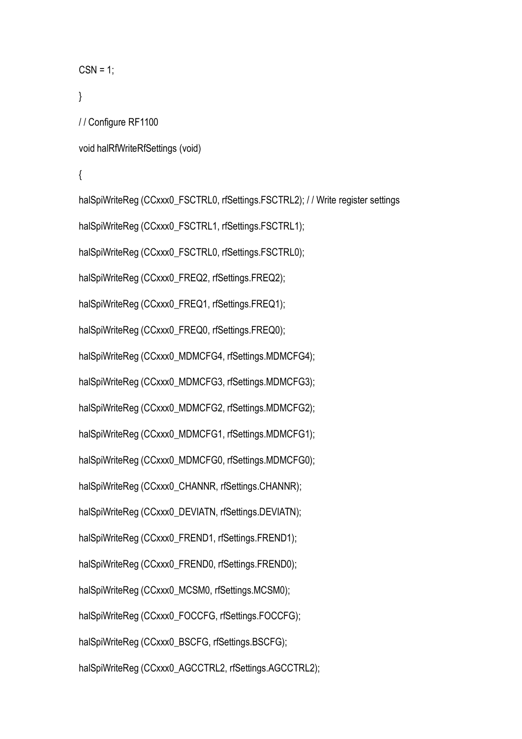```
CSN = 1;

}

/ / Configure RF1100

void halRfWriteRfSettings (void)

{

halSpiWriteReg (CCxxx0_FSCTRL0, rfSettings.FSCTRL2); / / Write register settings

halSpiWriteReg (CCxxx0_FSCTRL1, rfSettings.FSCTRL1);

halSpiWriteReg (CCxxx0_FSCTRL0, rfSettings.FSCTRL0);

halSpiWriteReg (CCxxx0_FREQ2, rfSettings.FREQ2);

halSpiWriteReg (CCxxx0_FREQ1, rfSettings.FREQ1);

halSpiWriteReg (CCxxx0_FREQ0, rfSettings.FREQ0);

halSpiWriteReg (CCxxx0_MDMCFG4, rfSettings.MDMCFG4);

halSpiWriteReg (CCxxx0_MDMCFG3, rfSettings.MDMCFG3);

halSpiWriteReg (CCxxx0_MDMCFG2, rfSettings.MDMCFG2);

halSpiWriteReg (CCxxx0_MDMCFG1, rfSettings.MDMCFG1);

halSpiWriteReg (CCxxx0_MDMCFG0, rfSettings.MDMCFG0);

halSpiWriteReg (CCxxx0_CHANNR, rfSettings.CHANNR);

halSpiWriteReg (CCxxx0_DEVIATN, rfSettings.DEVIATN);

halSpiWriteReg (CCxxx0_FREND1, rfSettings.FREND1);

halSpiWriteReg (CCxxx0_FREND0, rfSettings.FREND0);

halSpiWriteReg (CCxxx0_MCSM0, rfSettings.MCSM0);

halSpiWriteReg (CCxxx0_FOCCFG, rfSettings.FOCCFG);

halSpiWriteReg (CCxxx0_BSCFG, rfSettings.BSCFG);

halSpiWriteReg (CCxxx0_AGCCTRL2, rfSettings.AGCCTRL2);
```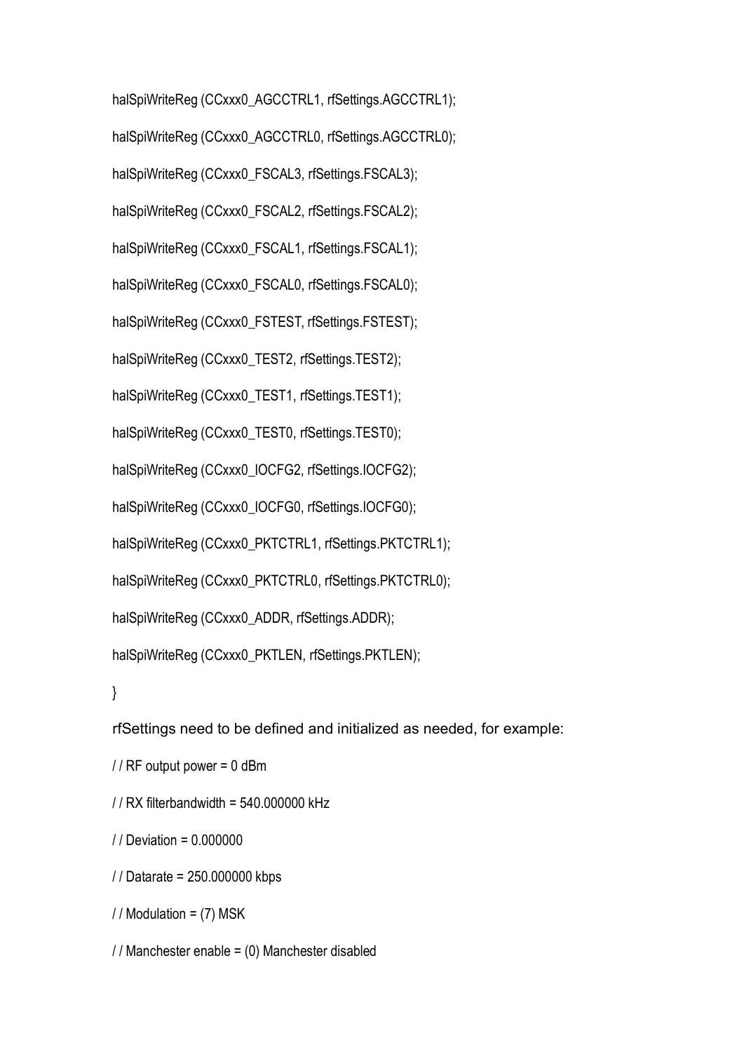```
halSpiWriteReg (CCxxx0_AGCCTRL1, rfSettings.AGCCTRL1);

halSpiWriteReg (CCxxx0_AGCCTRL0, rfSettings.AGCCTRL0);

halSpiWriteReg (CCxxx0_FSCAL3, rfSettings.FSCAL3);

halSpiWriteReg (CCxxx0_FSCAL2, rfSettings.FSCAL2);

halSpiWriteReg (CCxxx0_FSCAL1, rfSettings.FSCAL1);

halSpiWriteReg (CCxxx0_FSCAL0, rfSettings.FSCAL0);

halSpiWriteReg (CCxxx0_FSTEST, rfSettings.FSTEST);

halSpiWriteReg (CCxxx0_TEST2, rfSettings.TEST2);

halSpiWriteReg (CCxxx0_TEST1, rfSettings.TEST1);

halSpiWriteReg (CCxxx0_TEST0, rfSettings.TEST0);

halSpiWriteReg (CCxxx0_IOCFG2, rfSettings.IOCFG2);

halSpiWriteReg (CCxxx0_IOCFG0, rfSettings.IOCFG0);

halSpiWriteReg (CCxxx0_PKTCTRL1, rfSettings.PKTCTRL1);

halSpiWriteReg (CCxxx0_PKTCTRL0, rfSettings.PKTCTRL0);

halSpiWriteReg (CCxxx0_ADDR, rfSettings.ADDR);

halSpiWriteReg (CCxxx0_PKTLEN, rfSettings.PKTLEN);

}
```

rfSettings need to be defined and initialized as needed, for example:

```
/ / RF output power = 0 dBm

/ / RX filterbandwidth = 540.000000 kHz

/ / Deviation = 0.000000

/ / Datarate = 250.000000 kbps

/ / Modulation = (7) MSK

/ / Manchester enable = (0) Manchester disabled
```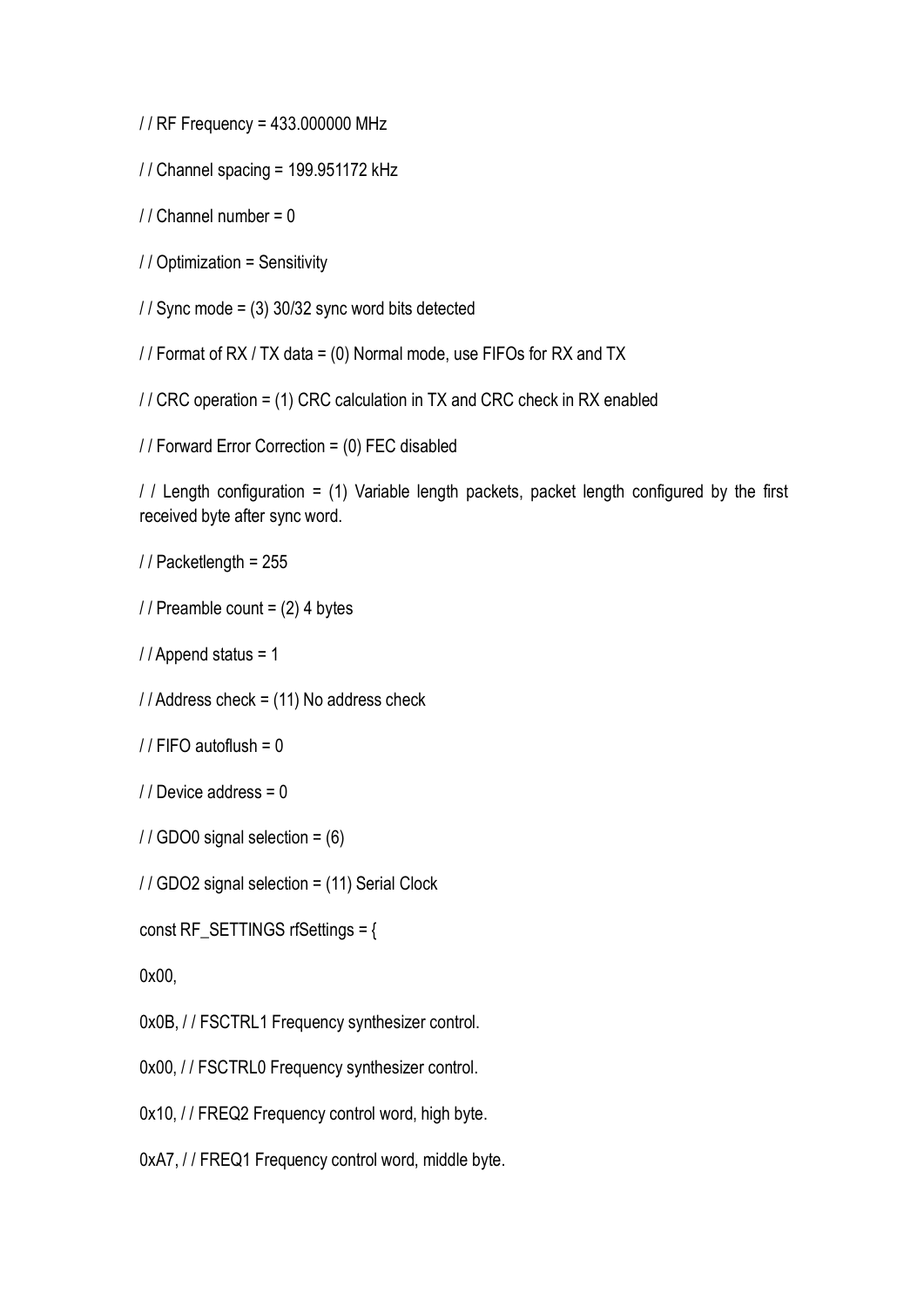/ / RF Frequency = 433.000000 MHz

/ / Channel spacing = 199.951172 kHz

/ / Channel number = 0

/ / Optimization = Sensitivity

/ / Sync mode = (3) 30/32 sync word bits detected

/ / Format of RX / TX data = (0) Normal mode, use FIFOs for RX and TX

/ / CRC operation = (1) CRC calculation in TX and CRC check in RX enabled

/ / Forward Error Correction = (0) FEC disabled

/ / Length configuration = (1) Variable length packets, packet length configured by the first received byte after sync word.

/ / Packetlength = 255

/ / Preamble count = (2) 4 bytes

/ / Append status = 1

/ / Address check = (11) No address check

/ / FIFO autoflush = 0

/ / Device address = 0

/ / GDO0 signal selection = (6)

/ / GDO2 signal selection = (11) Serial Clock

const RF_SETTINGS rfSettings = {

0x00,

0x0B, / / FSCTRL1 Frequency synthesizer control.

0x00, / / FSCTRL0 Frequency synthesizer control.

0x10, / / FREQ2 Frequency control word, high byte.

0xA7, / / FREQ1 Frequency control word, middle byte.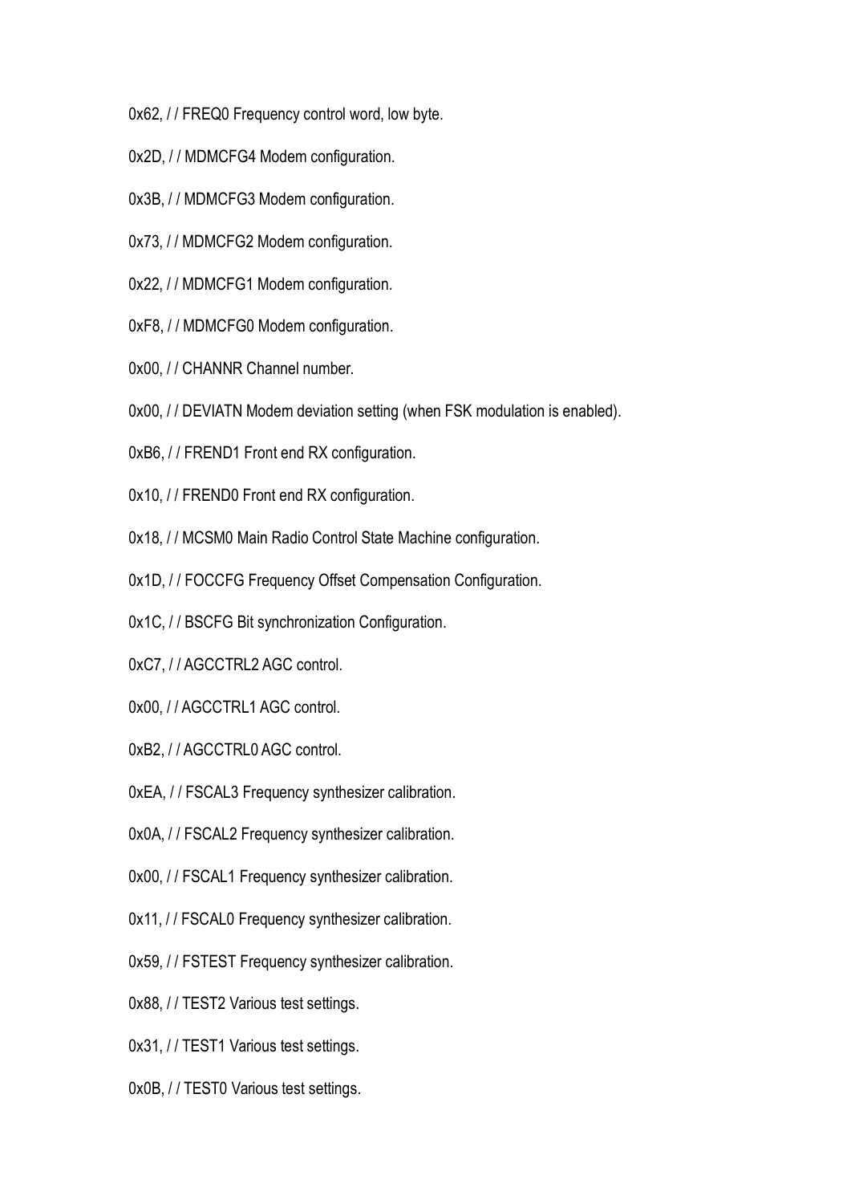0x62, / / FREQ0 Frequency control word, low byte.

0x2D, / / MDMCFG4 Modem configuration.

0x3B, / / MDMCFG3 Modem configuration.

0x73, / / MDMCFG2 Modem configuration.

0x22, / / MDMCFG1 Modem configuration.

0xF8, / / MDMCFG0 Modem configuration.

0x00, / / CHANNR Channel number.

0x00, / / DEVIATN Modem deviation setting (when FSK modulation is enabled).

0xB6, / / FREND1 Front end RX configuration.

0x10, / / FREND0 Front end RX configuration.

0x18, / / MCSM0 Main Radio Control State Machine configuration.

0x1D, / / FOCCFG Frequency Offset Compensation Configuration.

0x1C, / / BSCFG Bit synchronization Configuration.

0xC7, / / AGCCTRL2 AGC control.

0x00, / / AGCCTRL1 AGC control.

0xB2, / / AGCCTRL0 AGC control.

0xEA, / / FSCAL3 Frequency synthesizer calibration.

0x0A, / / FSCAL2 Frequency synthesizer calibration.

0x00, / / FSCAL1 Frequency synthesizer calibration.

0x11, / / FSCAL0 Frequency synthesizer calibration.

0x59, / / FSTEST Frequency synthesizer calibration.

0x88, / / TEST2 Various test settings.

0x31, / / TEST1 Various test settings.

0x0B, / / TEST0 Various test settings.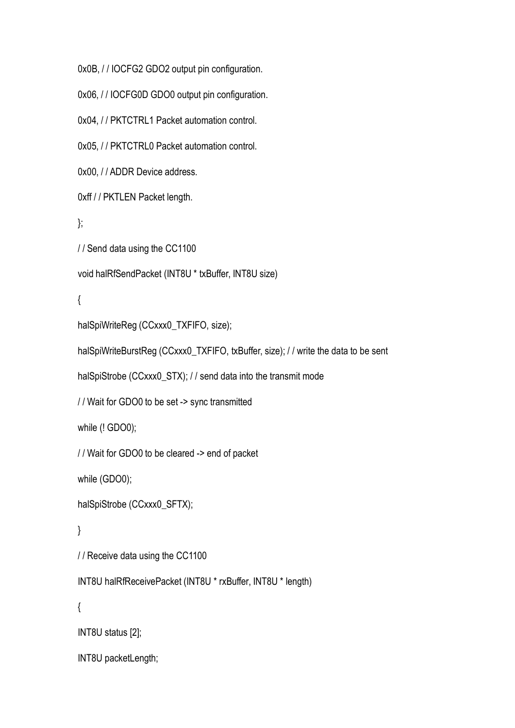```
0x0B, / / IOCFG2 GDO2 output pin configuration.

0x06, / / IOCFG0D GDO0 output pin configuration.

0x04, / / PKTCTRL1 Packet automation control.

0x05, / / PKTCTRL0 Packet automation control.

0x00, / / ADDR Device address.

0xff / / PKTLEN Packet length.

};

/ / Send data using the CC1100

void halRfSendPacket (INT8U * txBuffer, INT8U size)

{

halSpiWriteReg (CCxxx0_TXFIFO, size);

halSpiWriteBurstReg (CCxxx0_TXFIFO, txBuffer, size); / / write the data to be sent

halSpiStrobe (CCxxx0_STX); / / send data into the transmit mode

/ / Wait for GDO0 to be set -> sync transmitted

while (! GDO0);

/ / Wait for GDO0 to be cleared -> end of packet

while (GDO0);

halSpiStrobe (CCxxx0_SFTX);

}

/ / Receive data using the CC1100

INT8U halRfReceivePacket (INT8U * rxBuffer, INT8U * length)

{

INT8U status [2];

INT8U packetLength;
```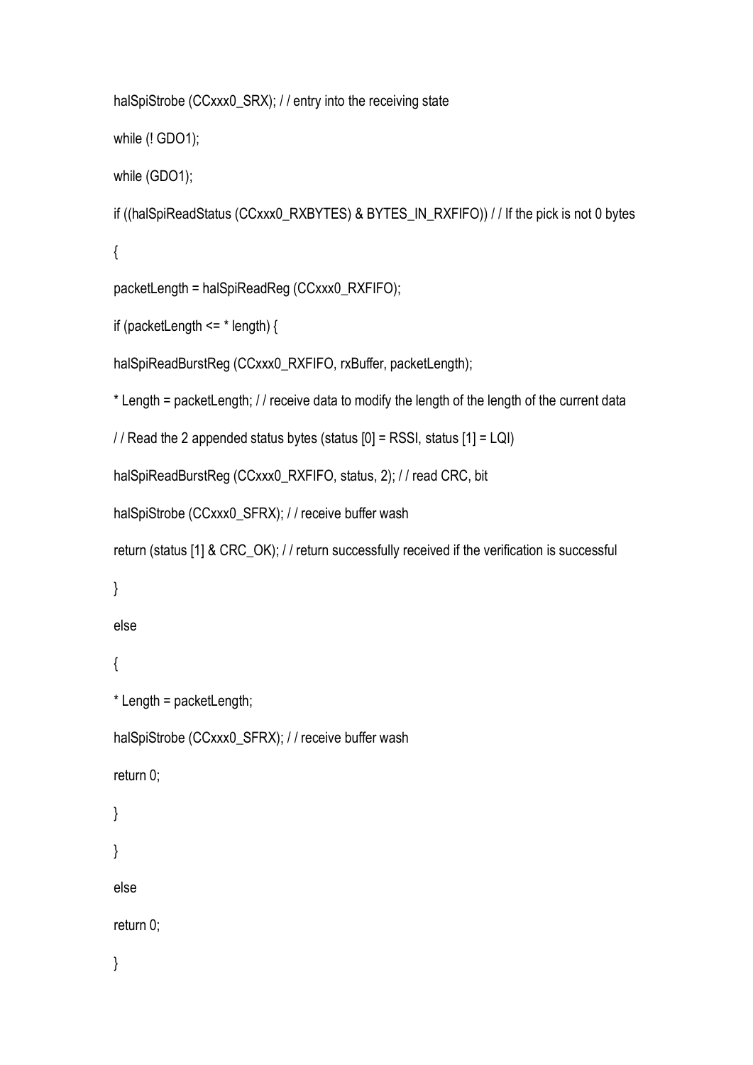```
halSpiStrobe (CCxxx0_SRX); / / entry into the receiving state
while (! GDO1);
while (GDO1);
if ((halSpiReadStatus (CCxxx0_RXBYTES) & BYTES_IN_RXFIFO)) / / If the pick is not 0 bytes
{
packetLength = halSpiReadReg (CCxxx0_RXFIFO);
if (packetLength <= * length) {
halSpiReadBurstReg (CCxxx0_RXFIFO, rxBuffer, packetLength);
* Length = packetLength; / / receive data to modify the length of the length of the current data
/ / Read the 2 appended status bytes (status [0] = RSSI, status [1] = LQI)
halSpiReadBurstReg (CCxxx0_RXFIFO, status, 2); / / read CRC, bit
halSpiStrobe (CCxxx0_SFRX); / / receive buffer wash
return (status [1] & CRC_OK); / / return successfully received if the verification is successful
}
else
{
* Length = packetLength;
halSpiStrobe (CCxxx0_SFRX); / / receive buffer wash
return 0;
}
}
else
return 0;
}
```